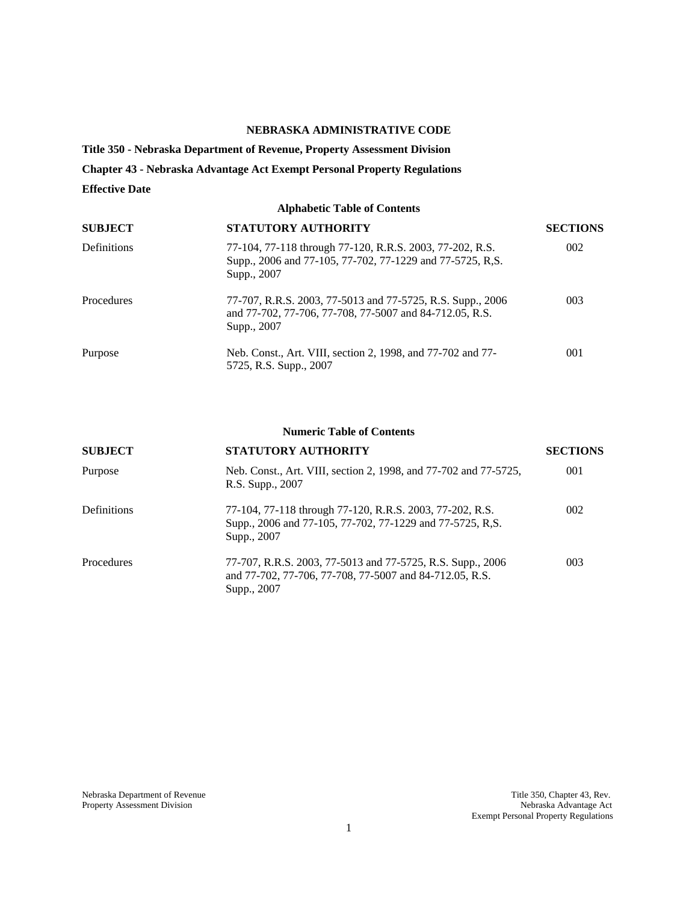**NEBRASKA ADMINISTRATIVE CODE**

**Title 350 - Nebraska Department of Revenue, Property Assessment Division**

**Chapter 43 - Nebraska Advantage Act Exempt Personal Property Regulations**

**Effective Date**

**Alphabetic Table of Contents**

| SUBJECT | STATUTORY AUTHORITY | SECTIONS |
|---|---|---|
| Definitions | 77-104, 77-118 through 77-120, R.R.S. 2003, 77-202, R.S. Supp., 2006 and 77-105, 77-702, 77-1229 and 77-5725, R,S. Supp., 2007 | 002 |
| Procedures | 77-707, R.R.S. 2003, 77-5013 and 77-5725, R.S. Supp., 2006 and 77-702, 77-706, 77-708, 77-5007 and 84-712.05, R.S. Supp., 2007 | 003 |
| Purpose | Neb. Const., Art. VIII, section 2, 1998, and 77-702 and 77-5725, R.S. Supp., 2007 | 001 |

**Numeric Table of Contents**

| SUBJECT | STATUTORY AUTHORITY | SECTIONS |
|---|---|---|
| Purpose | Neb. Const., Art. VIII, section 2, 1998, and 77-702 and 77-5725, R.S. Supp., 2007 | 001 |
| Definitions | 77-104, 77-118 through 77-120, R.R.S. 2003, 77-202, R.S. Supp., 2006 and 77-105, 77-702, 77-1229 and 77-5725, R,S. Supp., 2007 | 002 |
| Procedures | 77-707, R.R.S. 2003, 77-5013 and 77-5725, R.S. Supp., 2006 and 77-702, 77-706, 77-708, 77-5007 and 84-712.05, R.S. Supp., 2007 | 003 |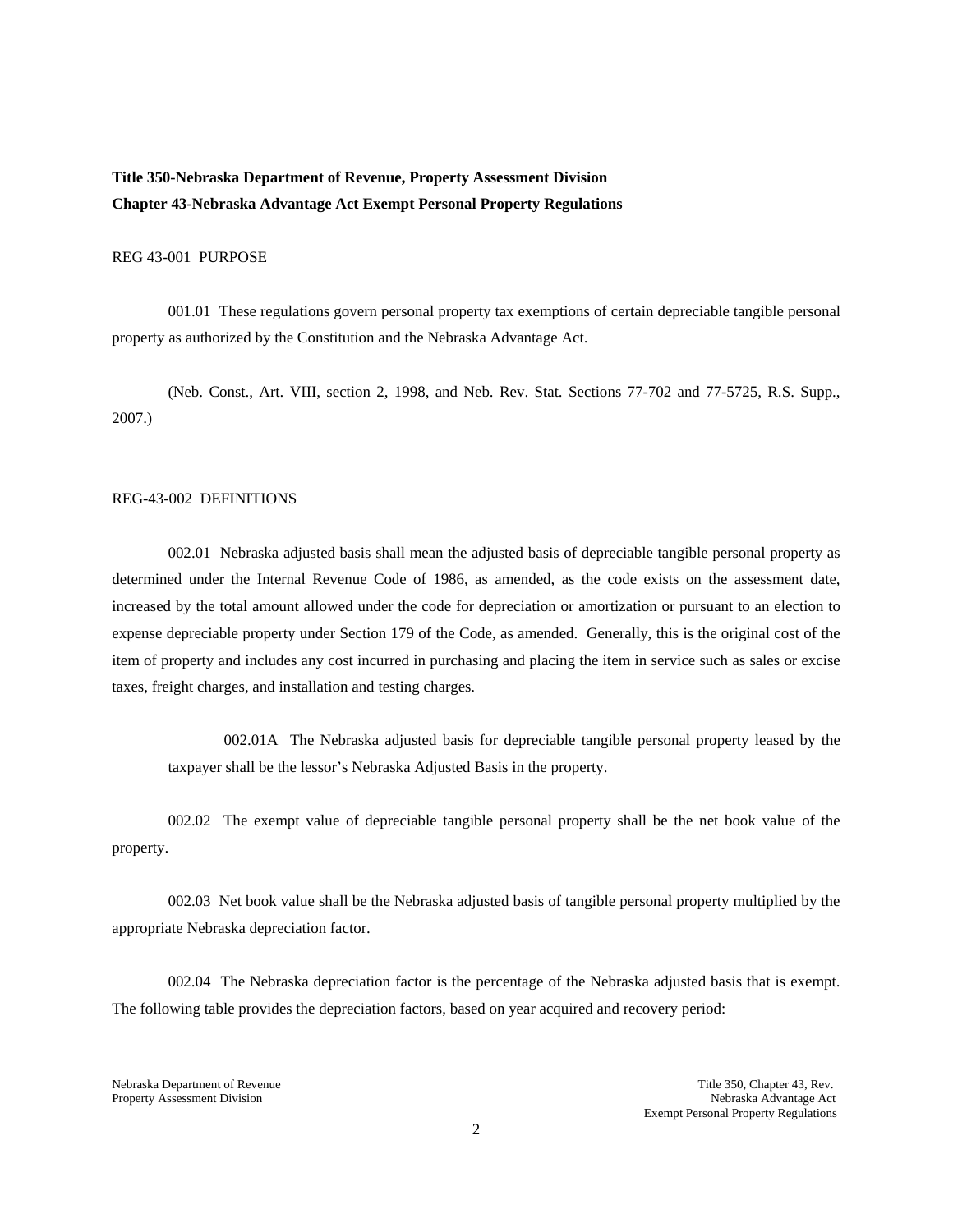**Title 350-Nebraska Department of Revenue, Property Assessment Division**
**Chapter 43-Nebraska Advantage Act Exempt Personal Property Regulations**

REG 43-001 PURPOSE

001.01 These regulations govern personal property tax exemptions of certain depreciable tangible personal property as authorized by the Constitution and the Nebraska Advantage Act.

(Neb. Const., Art. VIII, section 2, 1998, and Neb. Rev. Stat. Sections 77-702 and 77-5725, R.S. Supp., 2007.)

REG-43-002 DEFINITIONS

002.01 Nebraska adjusted basis shall mean the adjusted basis of depreciable tangible personal property as determined under the Internal Revenue Code of 1986, as amended, as the code exists on the assessment date, increased by the total amount allowed under the code for depreciation or amortization or pursuant to an election to expense depreciable property under Section 179 of the Code, as amended. Generally, this is the original cost of the item of property and includes any cost incurred in purchasing and placing the item in service such as sales or excise taxes, freight charges, and installation and testing charges.

002.01A The Nebraska adjusted basis for depreciable tangible personal property leased by the taxpayer shall be the lessor's Nebraska Adjusted Basis in the property.

002.02 The exempt value of depreciable tangible personal property shall be the net book value of the property.

002.03 Net book value shall be the Nebraska adjusted basis of tangible personal property multiplied by the appropriate Nebraska depreciation factor.

002.04 The Nebraska depreciation factor is the percentage of the Nebraska adjusted basis that is exempt. The following table provides the depreciation factors, based on year acquired and recovery period: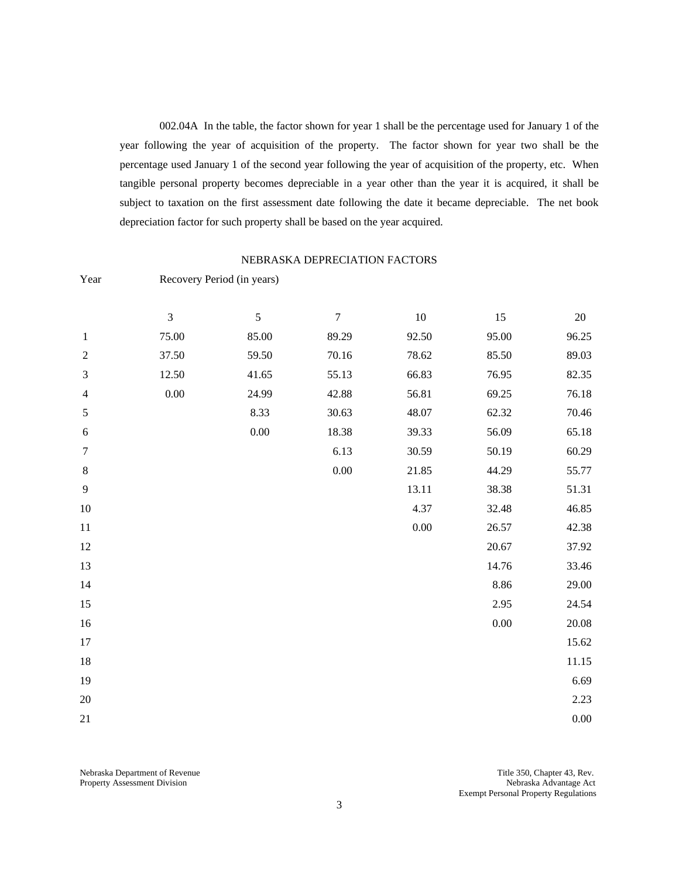002.04A In the table, the factor shown for year 1 shall be the percentage used for January 1 of the year following the year of acquisition of the property. The factor shown for year two shall be the percentage used January 1 of the second year following the year of acquisition of the property, etc. When tangible personal property becomes depreciable in a year other than the year it is acquired, it shall be subject to taxation on the first assessment date following the date it became depreciable. The net book depreciation factor for such property shall be based on the year acquired.

NEBRASKA DEPRECIATION FACTORS

| Year | Recovery Period (in years) | | | | | |
|---|---|---|---|---|---|---|
| | 3 | 5 | 7 | 10 | 15 | 20 |
| 1 | 75.00 | 85.00 | 89.29 | 92.50 | 95.00 | 96.25 |
| 2 | 37.50 | 59.50 | 70.16 | 78.62 | 85.50 | 89.03 |
| 3 | 12.50 | 41.65 | 55.13 | 66.83 | 76.95 | 82.35 |
| 4 | 0.00 | 24.99 | 42.88 | 56.81 | 69.25 | 76.18 |
| 5 | | 8.33 | 30.63 | 48.07 | 62.32 | 70.46 |
| 6 | | 0.00 | 18.38 | 39.33 | 56.09 | 65.18 |
| 7 | | | 6.13 | 30.59 | 50.19 | 60.29 |
| 8 | | | 0.00 | 21.85 | 44.29 | 55.77 |
| 9 | | | | 13.11 | 38.38 | 51.31 |
| 10 | | | | 4.37 | 32.48 | 46.85 |
| 11 | | | | 0.00 | 26.57 | 42.38 |
| 12 | | | | | 20.67 | 37.92 |
| 13 | | | | | 14.76 | 33.46 |
| 14 | | | | | 8.86 | 29.00 |
| 15 | | | | | 2.95 | 24.54 |
| 16 | | | | | 0.00 | 20.08 |
| 17 | | | | | | 15.62 |
| 18 | | | | | | 11.15 |
| 19 | | | | | | 6.69 |
| 20 | | | | | | 2.23 |
| 21 | | | | | | 0.00 |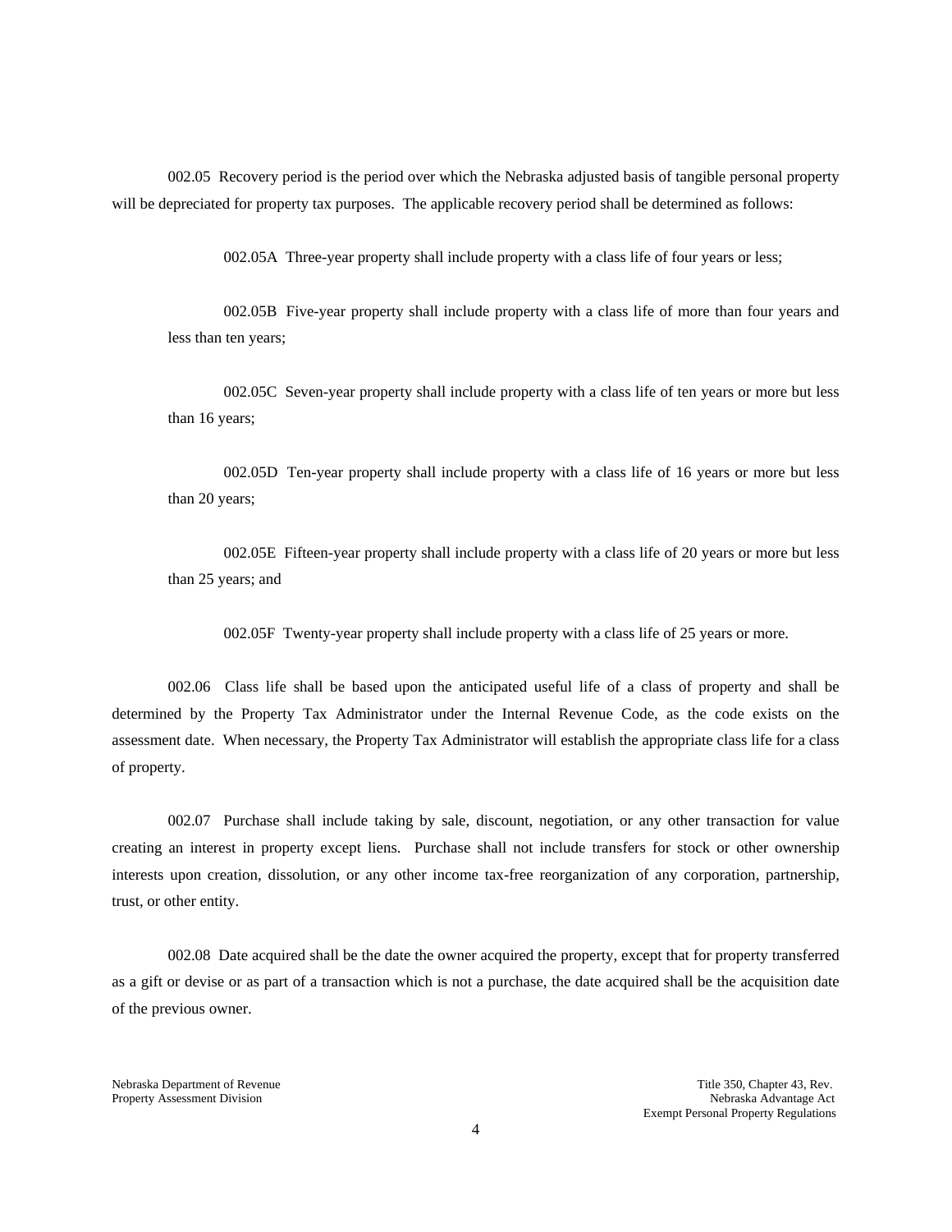002.05 Recovery period is the period over which the Nebraska adjusted basis of tangible personal property will be depreciated for property tax purposes. The applicable recovery period shall be determined as follows:

002.05A Three-year property shall include property with a class life of four years or less;

002.05B Five-year property shall include property with a class life of more than four years and less than ten years;

002.05C Seven-year property shall include property with a class life of ten years or more but less than 16 years;

002.05D Ten-year property shall include property with a class life of 16 years or more but less than 20 years;

002.05E Fifteen-year property shall include property with a class life of 20 years or more but less than 25 years; and

002.05F Twenty-year property shall include property with a class life of 25 years or more.

002.06 Class life shall be based upon the anticipated useful life of a class of property and shall be determined by the Property Tax Administrator under the Internal Revenue Code, as the code exists on the assessment date. When necessary, the Property Tax Administrator will establish the appropriate class life for a class of property.

002.07 Purchase shall include taking by sale, discount, negotiation, or any other transaction for value creating an interest in property except liens. Purchase shall not include transfers for stock or other ownership interests upon creation, dissolution, or any other income tax-free reorganization of any corporation, partnership, trust, or other entity.

002.08 Date acquired shall be the date the owner acquired the property, except that for property transferred as a gift or devise or as part of a transaction which is not a purchase, the date acquired shall be the acquisition date of the previous owner.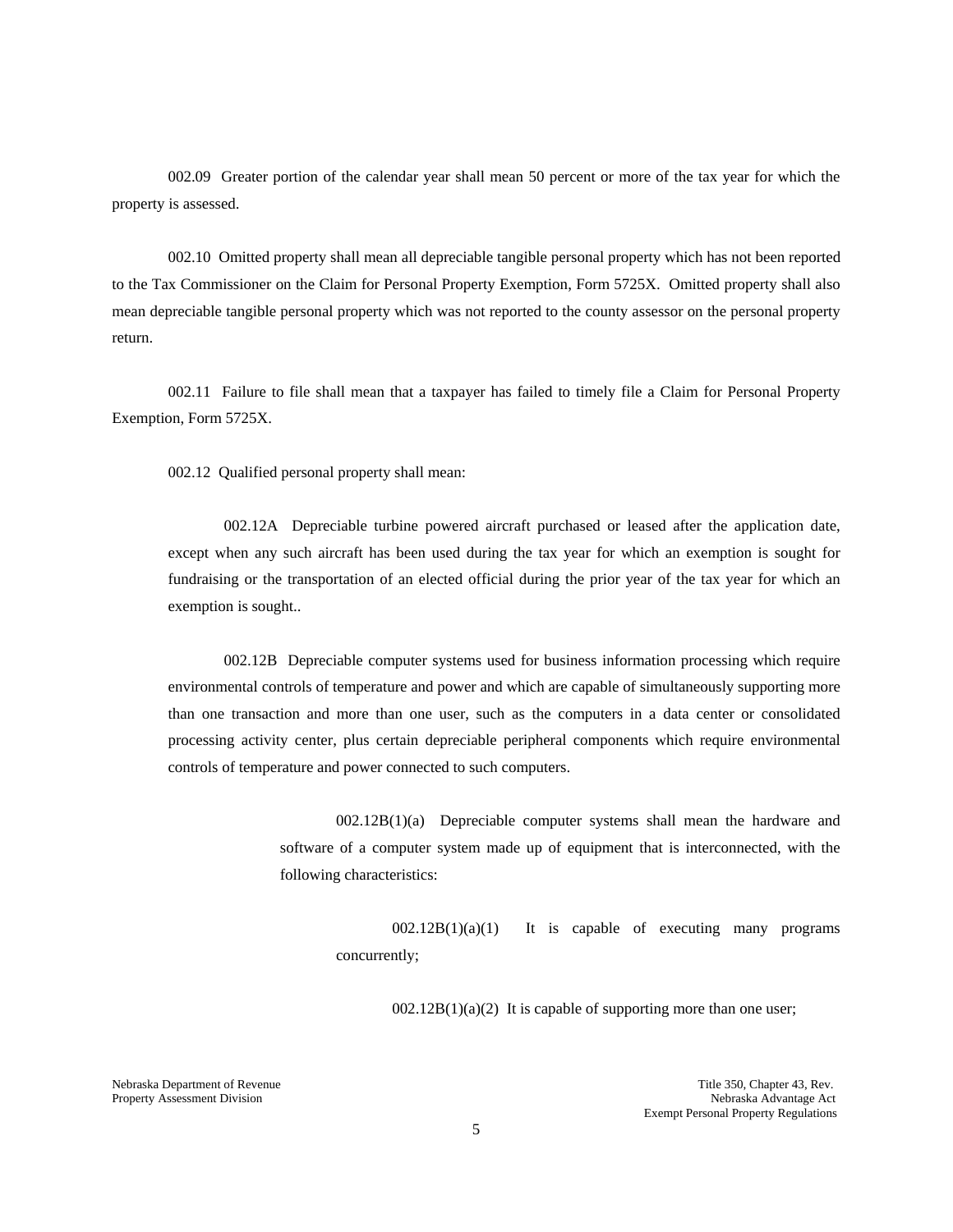002.09 Greater portion of the calendar year shall mean 50 percent or more of the tax year for which the property is assessed.

002.10 Omitted property shall mean all depreciable tangible personal property which has not been reported to the Tax Commissioner on the Claim for Personal Property Exemption, Form 5725X. Omitted property shall also mean depreciable tangible personal property which was not reported to the county assessor on the personal property return.

002.11 Failure to file shall mean that a taxpayer has failed to timely file a Claim for Personal Property Exemption, Form 5725X.

002.12 Qualified personal property shall mean:

002.12A Depreciable turbine powered aircraft purchased or leased after the application date, except when any such aircraft has been used during the tax year for which an exemption is sought for fundraising or the transportation of an elected official during the prior year of the tax year for which an exemption is sought..

002.12B Depreciable computer systems used for business information processing which require environmental controls of temperature and power and which are capable of simultaneously supporting more than one transaction and more than one user, such as the computers in a data center or consolidated processing activity center, plus certain depreciable peripheral components which require environmental controls of temperature and power connected to such computers.

002.12B(1)(a) Depreciable computer systems shall mean the hardware and software of a computer system made up of equipment that is interconnected, with the following characteristics:

002.12B(1)(a)(1) It is capable of executing many programs concurrently;

002.12B(1)(a)(2) It is capable of supporting more than one user;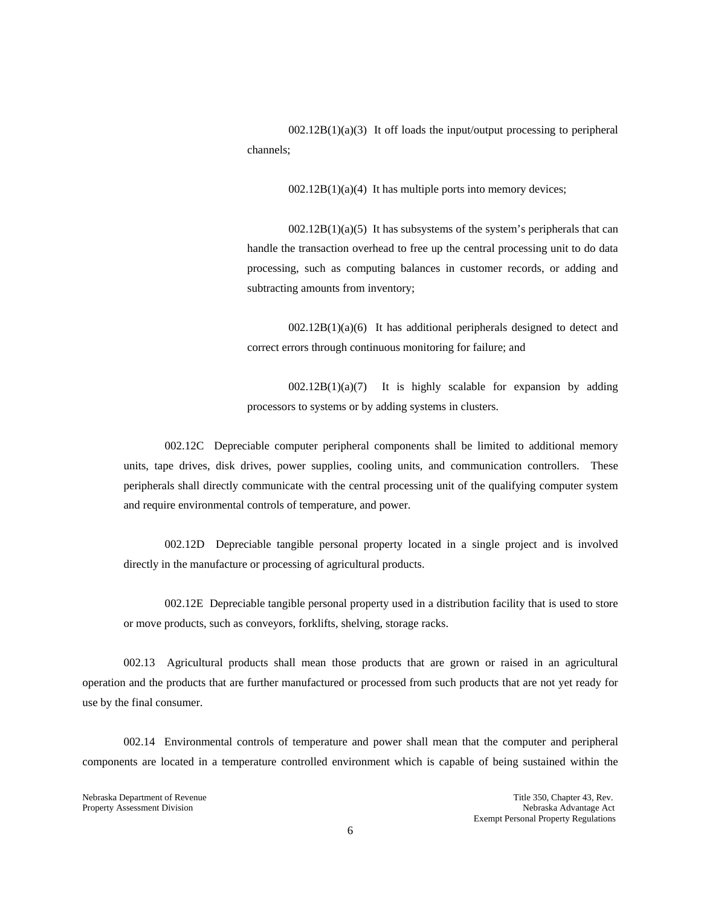002.12B(1)(a)(3) It off loads the input/output processing to peripheral channels;

002.12B(1)(a)(4) It has multiple ports into memory devices;

002.12B(1)(a)(5) It has subsystems of the system's peripherals that can handle the transaction overhead to free up the central processing unit to do data processing, such as computing balances in customer records, or adding and subtracting amounts from inventory;

002.12B(1)(a)(6) It has additional peripherals designed to detect and correct errors through continuous monitoring for failure; and

002.12B(1)(a)(7) It is highly scalable for expansion by adding processors to systems or by adding systems in clusters.

002.12C Depreciable computer peripheral components shall be limited to additional memory units, tape drives, disk drives, power supplies, cooling units, and communication controllers. These peripherals shall directly communicate with the central processing unit of the qualifying computer system and require environmental controls of temperature, and power.

002.12D Depreciable tangible personal property located in a single project and is involved directly in the manufacture or processing of agricultural products.

002.12E Depreciable tangible personal property used in a distribution facility that is used to store or move products, such as conveyors, forklifts, shelving, storage racks.

002.13 Agricultural products shall mean those products that are grown or raised in an agricultural operation and the products that are further manufactured or processed from such products that are not yet ready for use by the final consumer.

002.14 Environmental controls of temperature and power shall mean that the computer and peripheral components are located in a temperature controlled environment which is capable of being sustained within the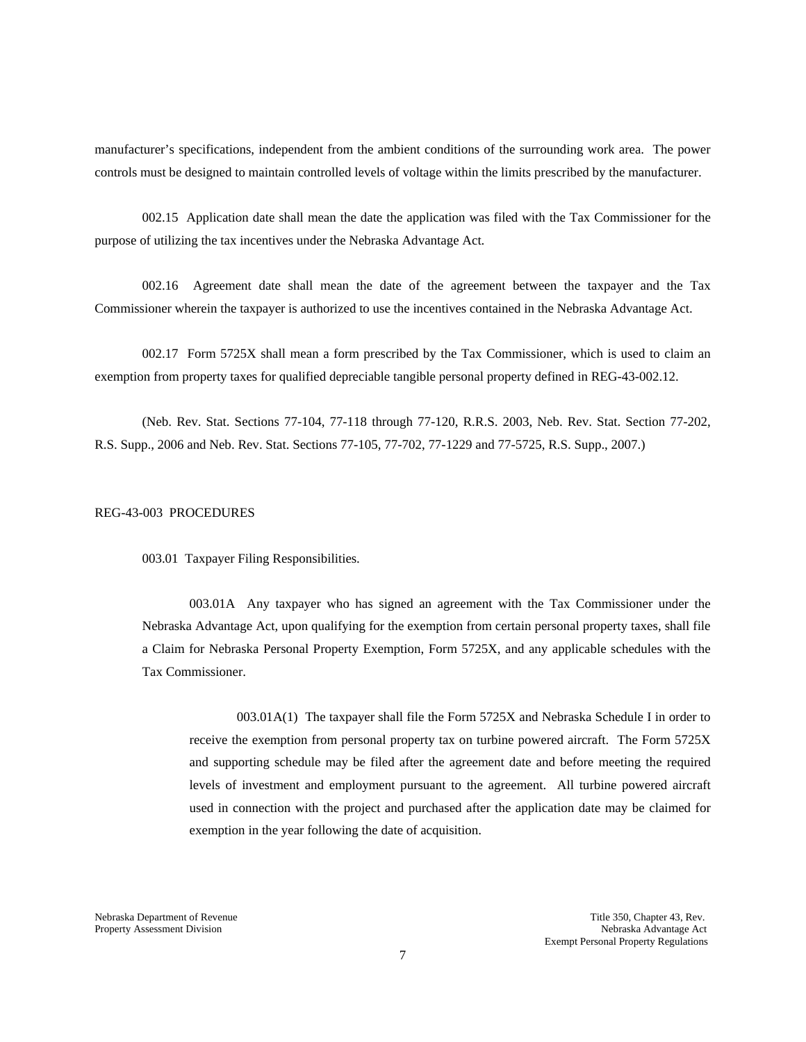manufacturer's specifications, independent from the ambient conditions of the surrounding work area. The power controls must be designed to maintain controlled levels of voltage within the limits prescribed by the manufacturer.

002.15 Application date shall mean the date the application was filed with the Tax Commissioner for the purpose of utilizing the tax incentives under the Nebraska Advantage Act.

002.16 Agreement date shall mean the date of the agreement between the taxpayer and the Tax Commissioner wherein the taxpayer is authorized to use the incentives contained in the Nebraska Advantage Act.

002.17 Form 5725X shall mean a form prescribed by the Tax Commissioner, which is used to claim an exemption from property taxes for qualified depreciable tangible personal property defined in REG-43-002.12.

(Neb. Rev. Stat. Sections 77-104, 77-118 through 77-120, R.R.S. 2003, Neb. Rev. Stat. Section 77-202, R.S. Supp., 2006 and Neb. Rev. Stat. Sections 77-105, 77-702, 77-1229 and 77-5725, R.S. Supp., 2007.)

## REG-43-003 PROCEDURES

003.01 Taxpayer Filing Responsibilities.

003.01A Any taxpayer who has signed an agreement with the Tax Commissioner under the Nebraska Advantage Act, upon qualifying for the exemption from certain personal property taxes, shall file a Claim for Nebraska Personal Property Exemption, Form 5725X, and any applicable schedules with the Tax Commissioner.

003.01A(1) The taxpayer shall file the Form 5725X and Nebraska Schedule I in order to receive the exemption from personal property tax on turbine powered aircraft. The Form 5725X and supporting schedule may be filed after the agreement date and before meeting the required levels of investment and employment pursuant to the agreement. All turbine powered aircraft used in connection with the project and purchased after the application date may be claimed for exemption in the year following the date of acquisition.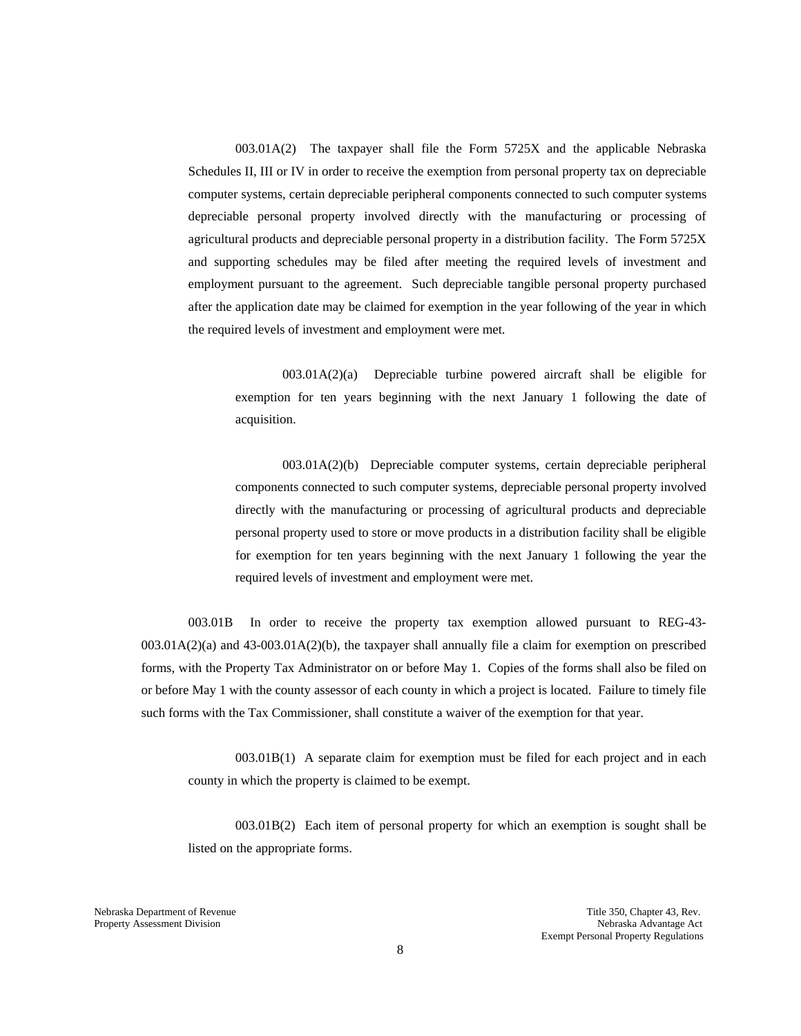003.01A(2) The taxpayer shall file the Form 5725X and the applicable Nebraska Schedules II, III or IV in order to receive the exemption from personal property tax on depreciable computer systems, certain depreciable peripheral components connected to such computer systems depreciable personal property involved directly with the manufacturing or processing of agricultural products and depreciable personal property in a distribution facility. The Form 5725X and supporting schedules may be filed after meeting the required levels of investment and employment pursuant to the agreement. Such depreciable tangible personal property purchased after the application date may be claimed for exemption in the year following of the year in which the required levels of investment and employment were met.

003.01A(2)(a) Depreciable turbine powered aircraft shall be eligible for exemption for ten years beginning with the next January 1 following the date of acquisition.

003.01A(2)(b) Depreciable computer systems, certain depreciable peripheral components connected to such computer systems, depreciable personal property involved directly with the manufacturing or processing of agricultural products and depreciable personal property used to store or move products in a distribution facility shall be eligible for exemption for ten years beginning with the next January 1 following the year the required levels of investment and employment were met.

003.01B In order to receive the property tax exemption allowed pursuant to REG-43-003.01A(2)(a) and 43-003.01A(2)(b), the taxpayer shall annually file a claim for exemption on prescribed forms, with the Property Tax Administrator on or before May 1. Copies of the forms shall also be filed on or before May 1 with the county assessor of each county in which a project is located. Failure to timely file such forms with the Tax Commissioner, shall constitute a waiver of the exemption for that year.

003.01B(1) A separate claim for exemption must be filed for each project and in each county in which the property is claimed to be exempt.

003.01B(2) Each item of personal property for which an exemption is sought shall be listed on the appropriate forms.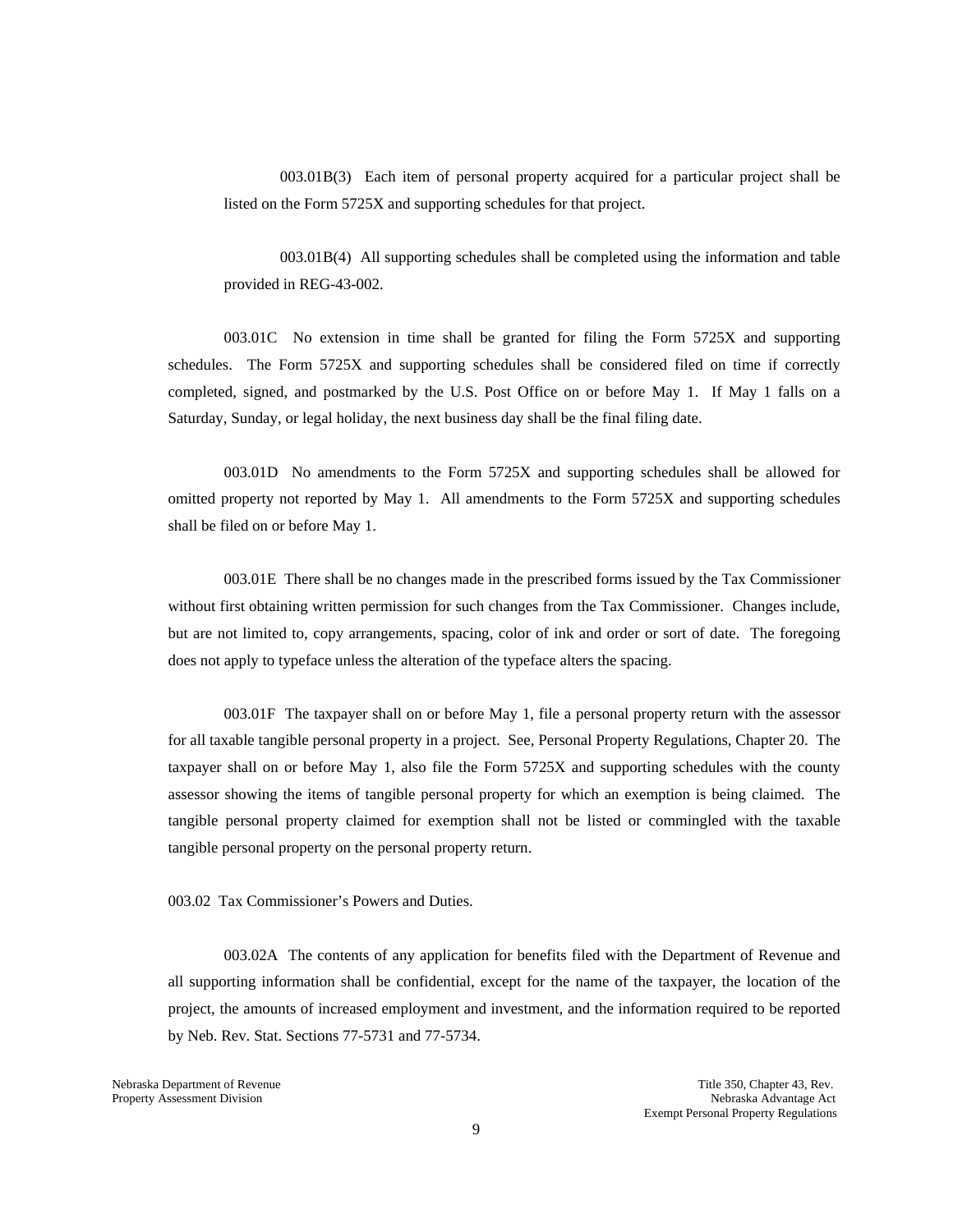003.01B(3)  Each item of personal property acquired for a particular project shall be listed on the Form 5725X and supporting schedules for that project.

003.01B(4)  All supporting schedules shall be completed using the information and table provided in REG-43-002.

003.01C  No extension in time shall be granted for filing the Form 5725X and supporting schedules. The Form 5725X and supporting schedules shall be considered filed on time if correctly completed, signed, and postmarked by the U.S. Post Office on or before May 1. If May 1 falls on a Saturday, Sunday, or legal holiday, the next business day shall be the final filing date.

003.01D  No amendments to the Form 5725X and supporting schedules shall be allowed for omitted property not reported by May 1. All amendments to the Form 5725X and supporting schedules shall be filed on or before May 1.

003.01E  There shall be no changes made in the prescribed forms issued by the Tax Commissioner without first obtaining written permission for such changes from the Tax Commissioner. Changes include, but are not limited to, copy arrangements, spacing, color of ink and order or sort of date. The foregoing does not apply to typeface unless the alteration of the typeface alters the spacing.

003.01F  The taxpayer shall on or before May 1, file a personal property return with the assessor for all taxable tangible personal property in a project. See, Personal Property Regulations, Chapter 20. The taxpayer shall on or before May 1, also file the Form 5725X and supporting schedules with the county assessor showing the items of tangible personal property for which an exemption is being claimed. The tangible personal property claimed for exemption shall not be listed or commingled with the taxable tangible personal property on the personal property return.

003.02  Tax Commissioner's Powers and Duties.

003.02A  The contents of any application for benefits filed with the Department of Revenue and all supporting information shall be confidential, except for the name of the taxpayer, the location of the project, the amounts of increased employment and investment, and the information required to be reported by Neb. Rev. Stat. Sections 77-5731 and 77-5734.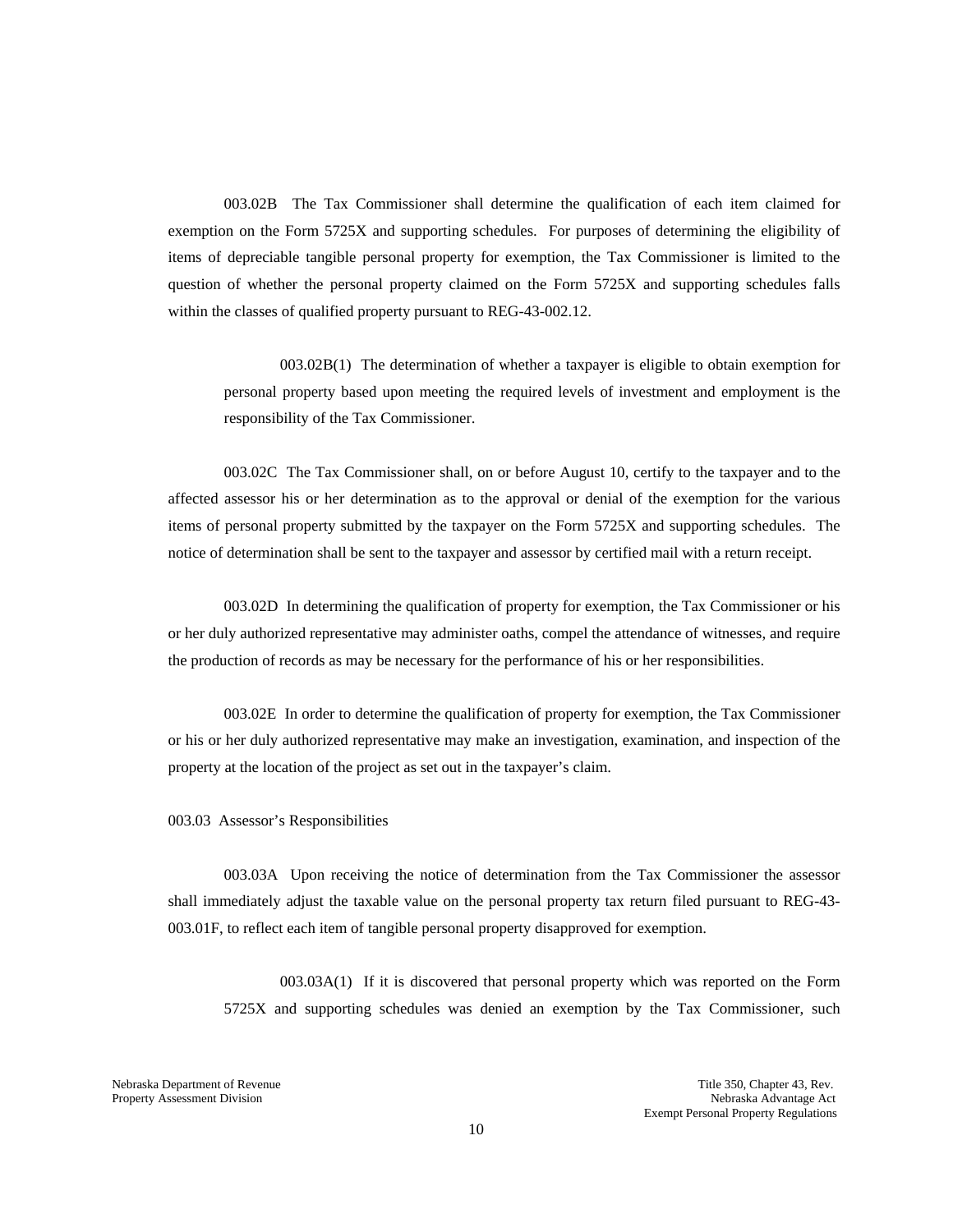003.02B The Tax Commissioner shall determine the qualification of each item claimed for exemption on the Form 5725X and supporting schedules. For purposes of determining the eligibility of items of depreciable tangible personal property for exemption, the Tax Commissioner is limited to the question of whether the personal property claimed on the Form 5725X and supporting schedules falls within the classes of qualified property pursuant to REG-43-002.12.

003.02B(1) The determination of whether a taxpayer is eligible to obtain exemption for personal property based upon meeting the required levels of investment and employment is the responsibility of the Tax Commissioner.

003.02C The Tax Commissioner shall, on or before August 10, certify to the taxpayer and to the affected assessor his or her determination as to the approval or denial of the exemption for the various items of personal property submitted by the taxpayer on the Form 5725X and supporting schedules. The notice of determination shall be sent to the taxpayer and assessor by certified mail with a return receipt.

003.02D In determining the qualification of property for exemption, the Tax Commissioner or his or her duly authorized representative may administer oaths, compel the attendance of witnesses, and require the production of records as may be necessary for the performance of his or her responsibilities.

003.02E In order to determine the qualification of property for exemption, the Tax Commissioner or his or her duly authorized representative may make an investigation, examination, and inspection of the property at the location of the project as set out in the taxpayer's claim.

003.03 Assessor's Responsibilities

003.03A Upon receiving the notice of determination from the Tax Commissioner the assessor shall immediately adjust the taxable value on the personal property tax return filed pursuant to REG-43-003.01F, to reflect each item of tangible personal property disapproved for exemption.

003.03A(1) If it is discovered that personal property which was reported on the Form 5725X and supporting schedules was denied an exemption by the Tax Commissioner, such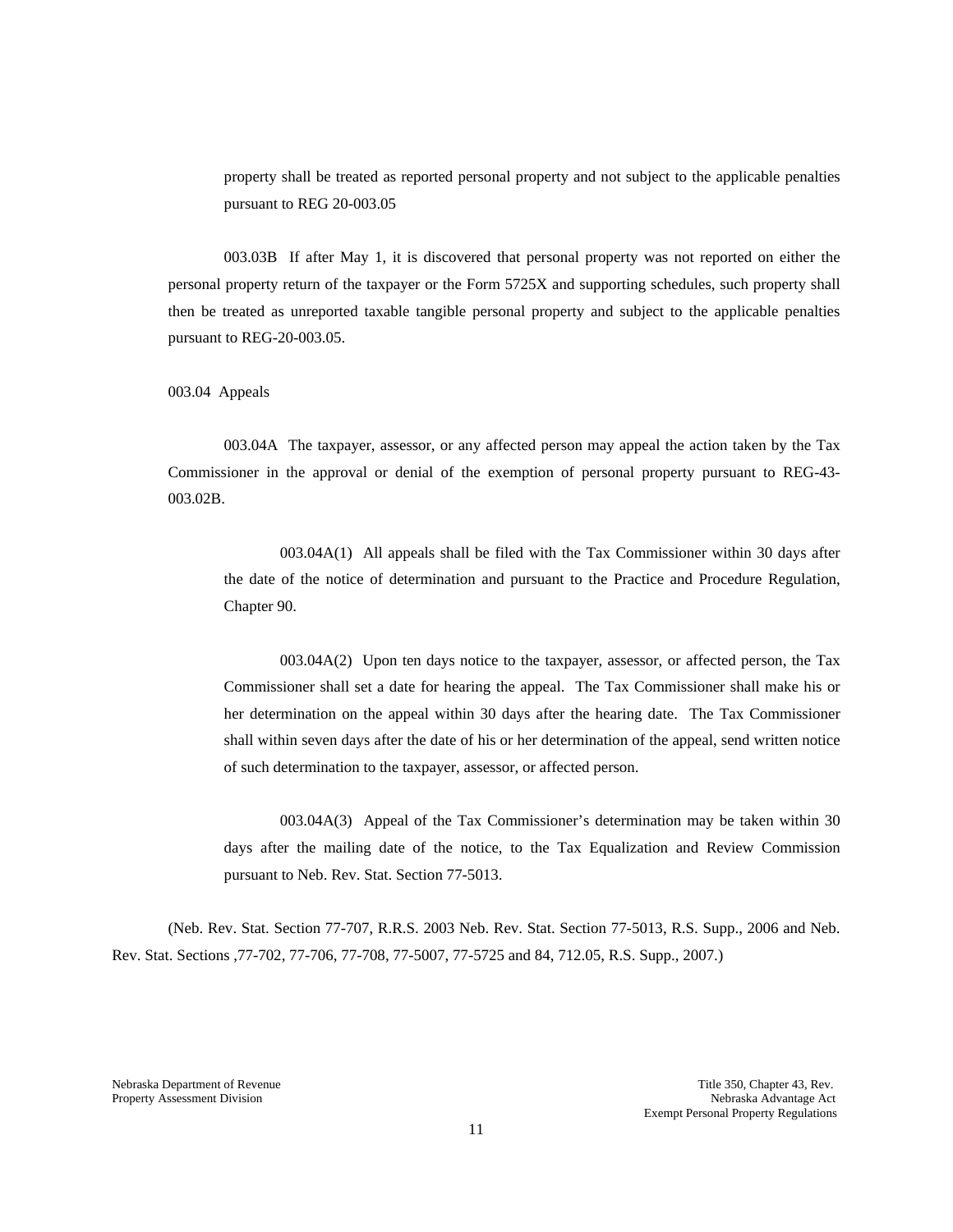property shall be treated as reported personal property and not subject to the applicable penalties pursuant to REG 20-003.05

003.03B If after May 1, it is discovered that personal property was not reported on either the personal property return of the taxpayer or the Form 5725X and supporting schedules, such property shall then be treated as unreported taxable tangible personal property and subject to the applicable penalties pursuant to REG-20-003.05.

003.04 Appeals

003.04A The taxpayer, assessor, or any affected person may appeal the action taken by the Tax Commissioner in the approval or denial of the exemption of personal property pursuant to REG-43-003.02B.

003.04A(1) All appeals shall be filed with the Tax Commissioner within 30 days after the date of the notice of determination and pursuant to the Practice and Procedure Regulation, Chapter 90.

003.04A(2) Upon ten days notice to the taxpayer, assessor, or affected person, the Tax Commissioner shall set a date for hearing the appeal. The Tax Commissioner shall make his or her determination on the appeal within 30 days after the hearing date. The Tax Commissioner shall within seven days after the date of his or her determination of the appeal, send written notice of such determination to the taxpayer, assessor, or affected person.

003.04A(3) Appeal of the Tax Commissioner's determination may be taken within 30 days after the mailing date of the notice, to the Tax Equalization and Review Commission pursuant to Neb. Rev. Stat. Section 77-5013.

(Neb. Rev. Stat. Section 77-707, R.R.S. 2003 Neb. Rev. Stat. Section 77-5013, R.S. Supp., 2006 and Neb. Rev. Stat. Sections ,77-702, 77-706, 77-708, 77-5007, 77-5725 and 84, 712.05, R.S. Supp., 2007.)